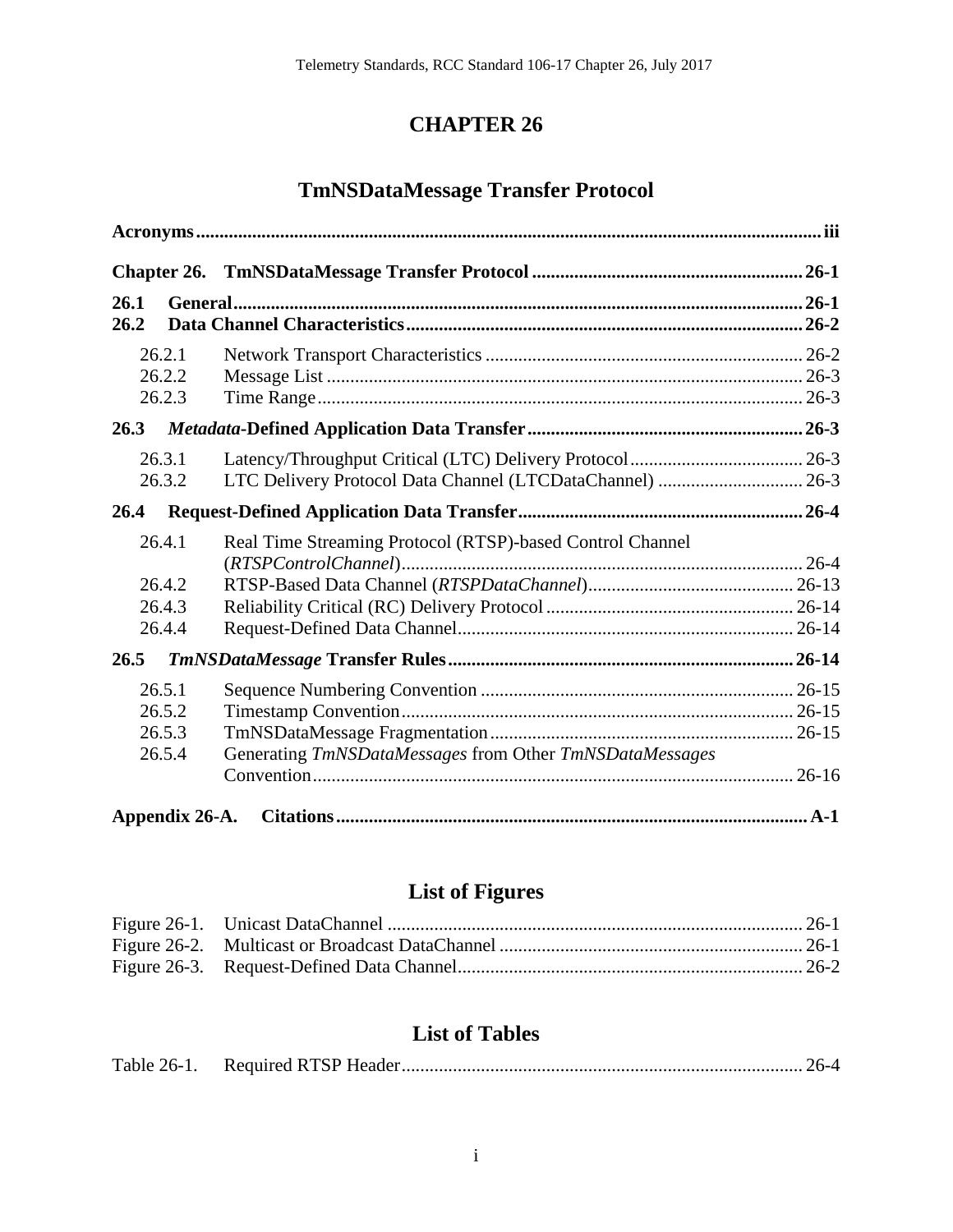# CHAPTER 26

## TmNSDataMessage Transfer Protocol

**Acronyms** ..... **iii**

**Chapter 26. TmNSDataMessage Transfer Protocol** ..... **26-1**

**26.1 General** ..... **26-1**

**26.2 Data Channel Characteristics** ..... **26-2**

- 26.2.1 Network Transport Characteristics ..... 26-2
- 26.2.2 Message List ..... 26-3
- 26.2.3 Time Range ..... 26-3

**26.3 *Metadata*-Defined Application Data Transfer** ..... **26-3**

- 26.3.1 Latency/Throughput Critical (LTC) Delivery Protocol ..... 26-3
- 26.3.2 LTC Delivery Protocol Data Channel (LTCDataChannel) ..... 26-3

**26.4 Request-Defined Application Data Transfer** ..... **26-4**

- 26.4.1 Real Time Streaming Protocol (RTSP)-based Control Channel (*RTSPControlChannel*) ..... 26-4
- 26.4.2 RTSP-Based Data Channel (*RTSPDataChannel*) ..... 26-13
- 26.4.3 Reliability Critical (RC) Delivery Protocol ..... 26-14
- 26.4.4 Request-Defined Data Channel ..... 26-14

**26.5 *TmNSDataMessage* Transfer Rules** ..... **26-14**

- 26.5.1 Sequence Numbering Convention ..... 26-15
- 26.5.2 Timestamp Convention ..... 26-15
- 26.5.3 TmNSDataMessage Fragmentation ..... 26-15
- 26.5.4 Generating *TmNSDataMessages* from Other *TmNSDataMessages* Convention ..... 26-16

**Appendix 26-A. Citations** ..... **A-1**

## List of Figures

- Figure 26-1. Unicast DataChannel ..... 26-1
- Figure 26-2. Multicast or Broadcast DataChannel ..... 26-1
- Figure 26-3. Request-Defined Data Channel ..... 26-2

## List of Tables

- Table 26-1. Required RTSP Header ..... 26-4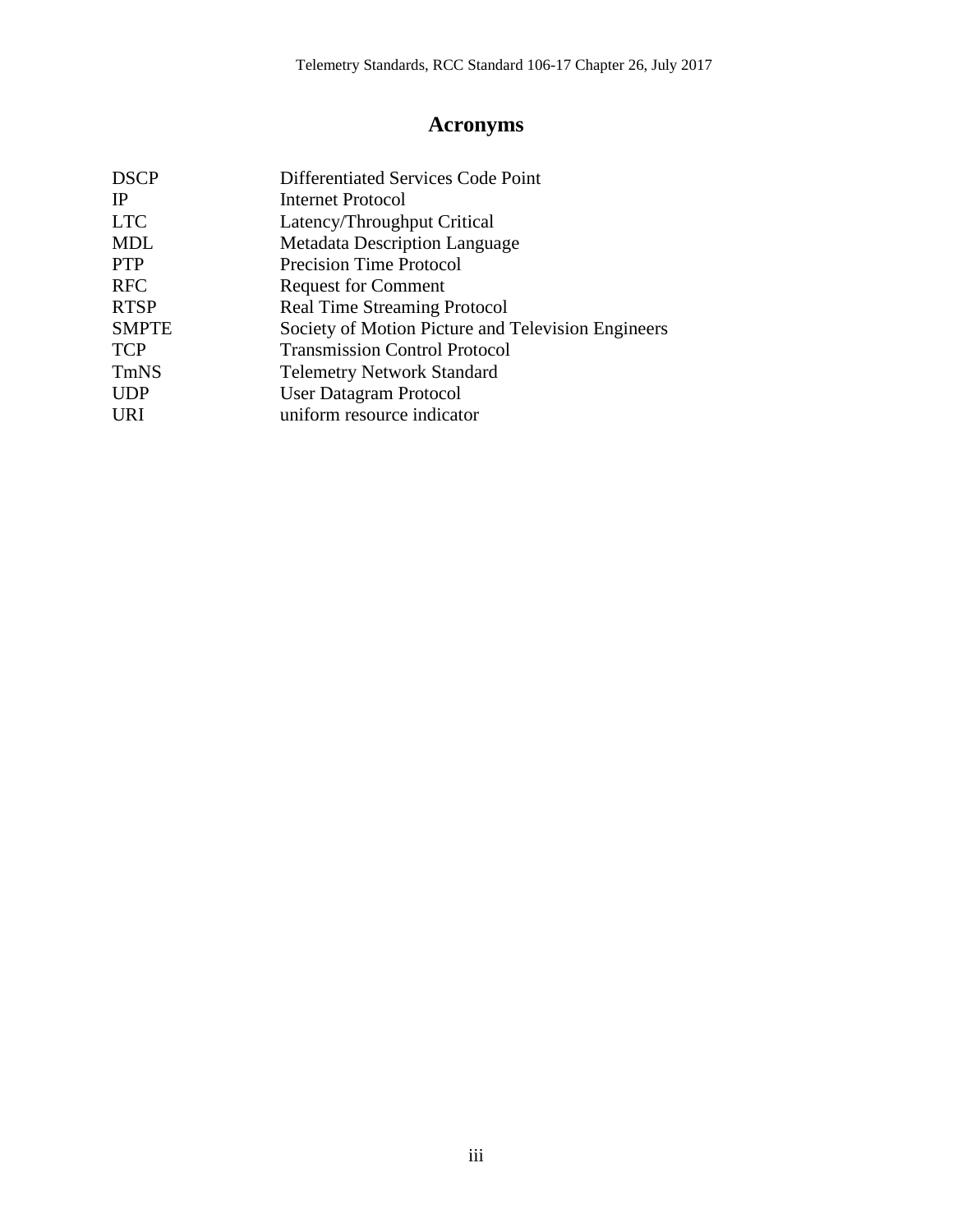# Acronyms

| | |
|---|---|
| DSCP | Differentiated Services Code Point |
| IP | Internet Protocol |
| LTC | Latency/Throughput Critical |
| MDL | Metadata Description Language |
| PTP | Precision Time Protocol |
| RFC | Request for Comment |
| RTSP | Real Time Streaming Protocol |
| SMPTE | Society of Motion Picture and Television Engineers |
| TCP | Transmission Control Protocol |
| TmNS | Telemetry Network Standard |
| UDP | User Datagram Protocol |
| URI | uniform resource indicator |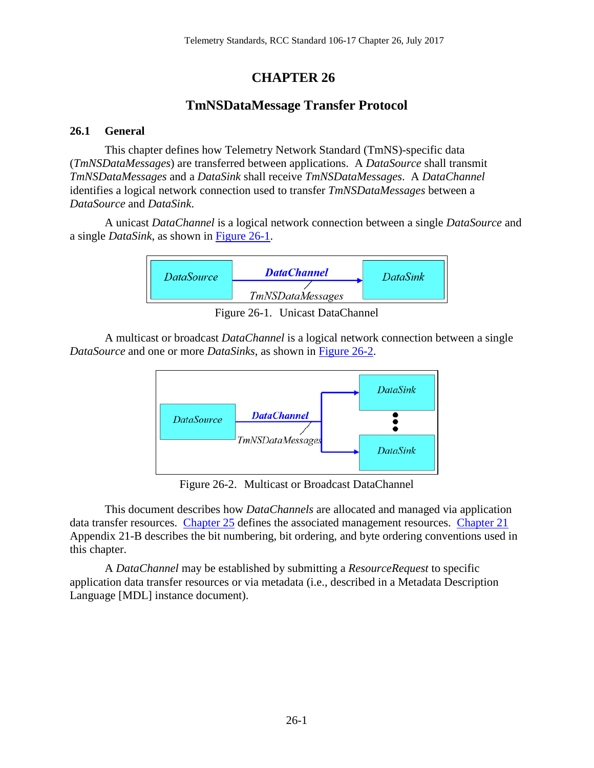# CHAPTER 26

# TmNSDataMessage Transfer Protocol

## 26.1 General

This chapter defines how Telemetry Network Standard (TmNS)-specific data (*TmNSDataMessages*) are transferred between applications. A *DataSource* shall transmit *TmNSDataMessages* and a *DataSink* shall receive *TmNSDataMessages*. A *DataChannel* identifies a logical network connection used to transfer *TmNSDataMessages* between a *DataSource* and *DataSink*.

A unicast *DataChannel* is a logical network connection between a single *DataSource* and a single *DataSink*, as shown in Figure 26-1.

Figure 26-1. Unicast DataChannel

A multicast or broadcast *DataChannel* is a logical network connection between a single *DataSource* and one or more *DataSinks*, as shown in Figure 26-2.

Figure 26-2. Multicast or Broadcast DataChannel

This document describes how *DataChannels* are allocated and managed via application data transfer resources. Chapter 25 defines the associated management resources. Chapter 21 Appendix 21-B describes the bit numbering, bit ordering, and byte ordering conventions used in this chapter.

A *DataChannel* may be established by submitting a *ResourceRequest* to specific application data transfer resources or via metadata (i.e., described in a Metadata Description Language [MDL] instance document).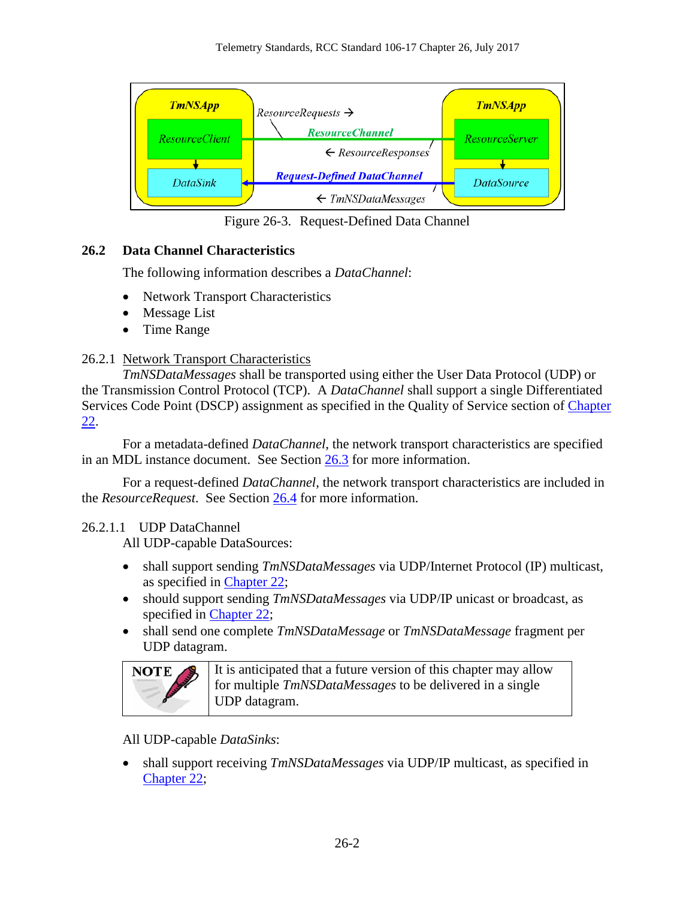TmNSApp

ResourceClient

DataSink

ResourceRequests →

ResourceChannel

← ResourceResponses

Request-Defined DataChannel

← TmNSDataMessages

TmNSApp

ResourceServer

DataSource

Figure 26-3. Request-Defined Data Channel

## 26.2 Data Channel Characteristics

The following information describes a *DataChannel*:

- Network Transport Characteristics
- Message List
- Time Range

### 26.2.1 Network Transport Characteristics

*TmNSDataMessages* shall be transported using either the User Data Protocol (UDP) or the Transmission Control Protocol (TCP). A *DataChannel* shall support a single Differentiated Services Code Point (DSCP) assignment as specified in the Quality of Service section of Chapter 22.

For a metadata-defined *DataChannel*, the network transport characteristics are specified in an MDL instance document. See Section 26.3 for more information.

For a request-defined *DataChannel*, the network transport characteristics are included in the *ResourceRequest*. See Section 26.4 for more information.

#### 26.2.1.1 UDP DataChannel

All UDP-capable DataSources:

- shall support sending *TmNSDataMessages* via UDP/Internet Protocol (IP) multicast, as specified in Chapter 22;
- should support sending *TmNSDataMessages* via UDP/IP unicast or broadcast, as specified in Chapter 22;
- shall send one complete *TmNSDataMessage* or *TmNSDataMessage* fragment per UDP datagram.

| | |
|---|---|
| NOTE | It is anticipated that a future version of this chapter may allow for multiple *TmNSDataMessages* to be delivered in a single UDP datagram. |

All UDP-capable *DataSinks*:

- shall support receiving *TmNSDataMessages* via UDP/IP multicast, as specified in Chapter 22;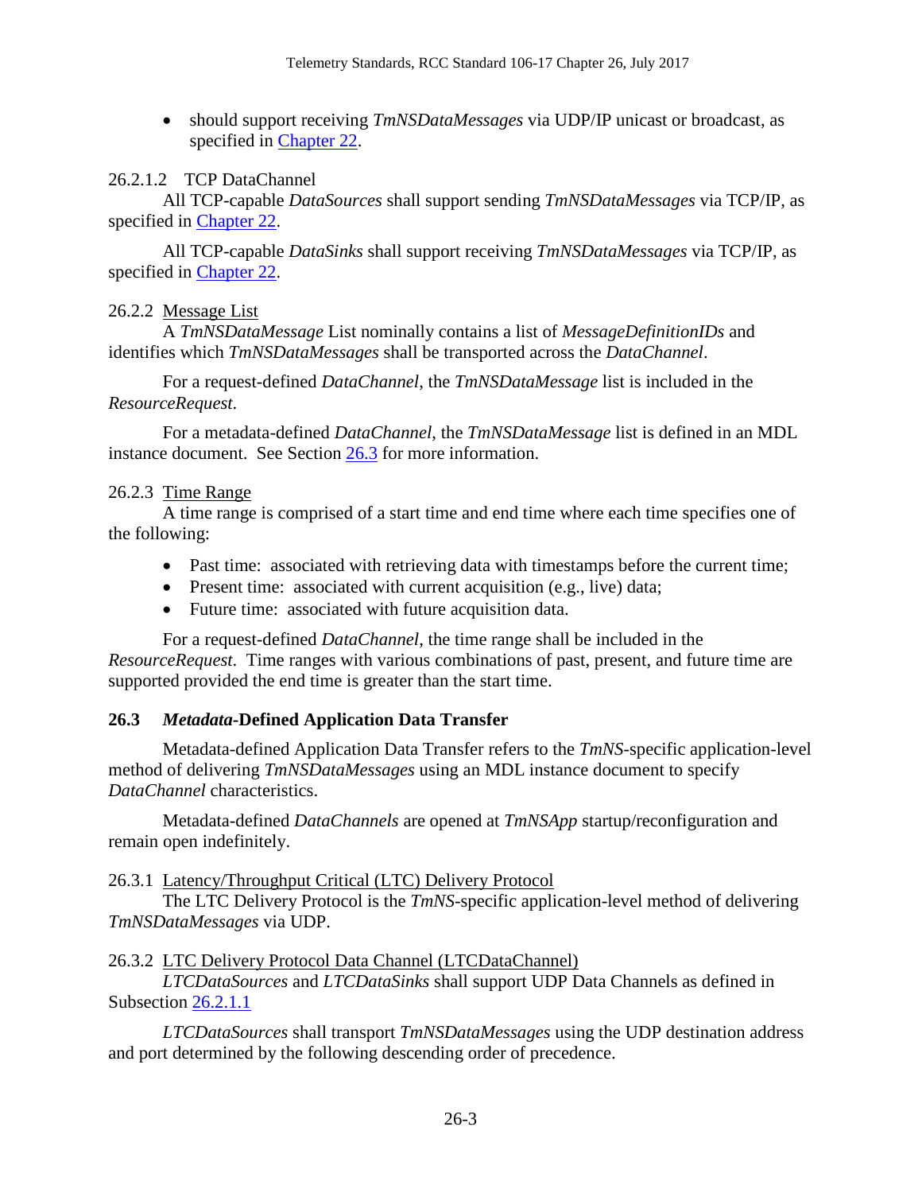- should support receiving *TmNSDataMessages* via UDP/IP unicast or broadcast, as specified in Chapter 22.

26.2.1.2 TCP DataChannel

All TCP-capable *DataSources* shall support sending *TmNSDataMessages* via TCP/IP, as specified in Chapter 22.

All TCP-capable *DataSinks* shall support receiving *TmNSDataMessages* via TCP/IP, as specified in Chapter 22.

### 26.2.2 Message List

A *TmNSDataMessage* List nominally contains a list of *MessageDefinitionIDs* and identifies which *TmNSDataMessages* shall be transported across the *DataChannel*.

For a request-defined *DataChannel*, the *TmNSDataMessage* list is included in the *ResourceRequest*.

For a metadata-defined *DataChannel*, the *TmNSDataMessage* list is defined in an MDL instance document. See Section 26.3 for more information.

### 26.2.3 Time Range

A time range is comprised of a start time and end time where each time specifies one of the following:

- Past time: associated with retrieving data with timestamps before the current time;
- Present time: associated with current acquisition (e.g., live) data;
- Future time: associated with future acquisition data.

For a request-defined *DataChannel*, the time range shall be included in the *ResourceRequest*. Time ranges with various combinations of past, present, and future time are supported provided the end time is greater than the start time.

## 26.3 *Metadata*-Defined Application Data Transfer

Metadata-defined Application Data Transfer refers to the *TmNS*-specific application-level method of delivering *TmNSDataMessages* using an MDL instance document to specify *DataChannel* characteristics.

Metadata-defined *DataChannels* are opened at *TmNSApp* startup/reconfiguration and remain open indefinitely.

### 26.3.1 Latency/Throughput Critical (LTC) Delivery Protocol

The LTC Delivery Protocol is the *TmNS*-specific application-level method of delivering *TmNSDataMessages* via UDP.

### 26.3.2 LTC Delivery Protocol Data Channel (LTCDataChannel)

*LTCDataSources* and *LTCDataSinks* shall support UDP Data Channels as defined in Subsection 26.2.1.1

*LTCDataSources* shall transport *TmNSDataMessages* using the UDP destination address and port determined by the following descending order of precedence.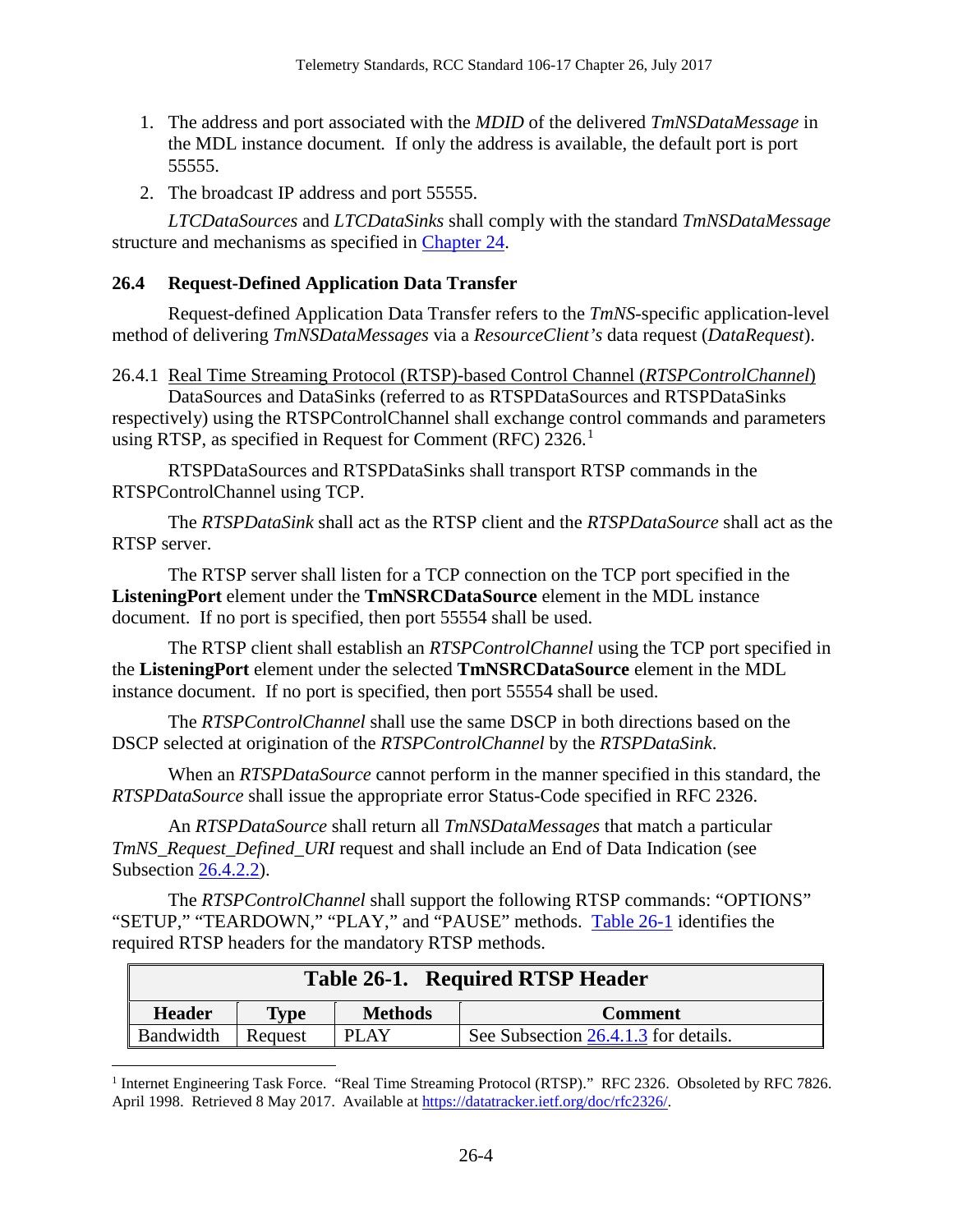1. The address and port associated with the *MDID* of the delivered *TmNSDataMessage* in the MDL instance document. If only the address is available, the default port is port 55555.
2. The broadcast IP address and port 55555.

*LTCDataSources* and *LTCDataSinks* shall comply with the standard *TmNSDataMessage* structure and mechanisms as specified in Chapter 24.

## 26.4 Request-Defined Application Data Transfer

Request-defined Application Data Transfer refers to the *TmNS*-specific application-level method of delivering *TmNSDataMessages* via a *ResourceClient's* data request (*DataRequest*).

### 26.4.1 Real Time Streaming Protocol (RTSP)-based Control Channel (*RTSPControlChannel*)

DataSources and DataSinks (referred to as RTSPDataSources and RTSPDataSinks respectively) using the RTSPControlChannel shall exchange control commands and parameters using RTSP, as specified in Request for Comment (RFC) 2326.[1]

RTSPDataSources and RTSPDataSinks shall transport RTSP commands in the RTSPControlChannel using TCP.

The *RTSPDataSink* shall act as the RTSP client and the *RTSPDataSource* shall act as the RTSP server.

The RTSP server shall listen for a TCP connection on the TCP port specified in the **ListeningPort** element under the **TmNSRCDataSource** element in the MDL instance document. If no port is specified, then port 55554 shall be used.

The RTSP client shall establish an *RTSPControlChannel* using the TCP port specified in the **ListeningPort** element under the selected **TmNSRCDataSource** element in the MDL instance document. If no port is specified, then port 55554 shall be used.

The *RTSPControlChannel* shall use the same DSCP in both directions based on the DSCP selected at origination of the *RTSPControlChannel* by the *RTSPDataSink*.

When an *RTSPDataSource* cannot perform in the manner specified in this standard, the *RTSPDataSource* shall issue the appropriate error Status-Code specified in RFC 2326.

An *RTSPDataSource* shall return all *TmNSDataMessages* that match a particular *TmNS_Request_Defined_URI* request and shall include an End of Data Indication (see Subsection 26.4.2.2).

The *RTSPControlChannel* shall support the following RTSP commands: "OPTIONS" "SETUP," "TEARDOWN," "PLAY," and "PAUSE" methods. Table 26-1 identifies the required RTSP headers for the mandatory RTSP methods.

**Table 26-1. Required RTSP Header**

| Header | Type | Methods | Comment |
|---|---|---|---|
| Bandwidth | Request | PLAY | See Subsection 26.4.1.3 for details. |

[1] Internet Engineering Task Force. "Real Time Streaming Protocol (RTSP)." RFC 2326. Obsoleted by RFC 7826. April 1998. Retrieved 8 May 2017. Available at https://datatracker.ietf.org/doc/rfc2326/.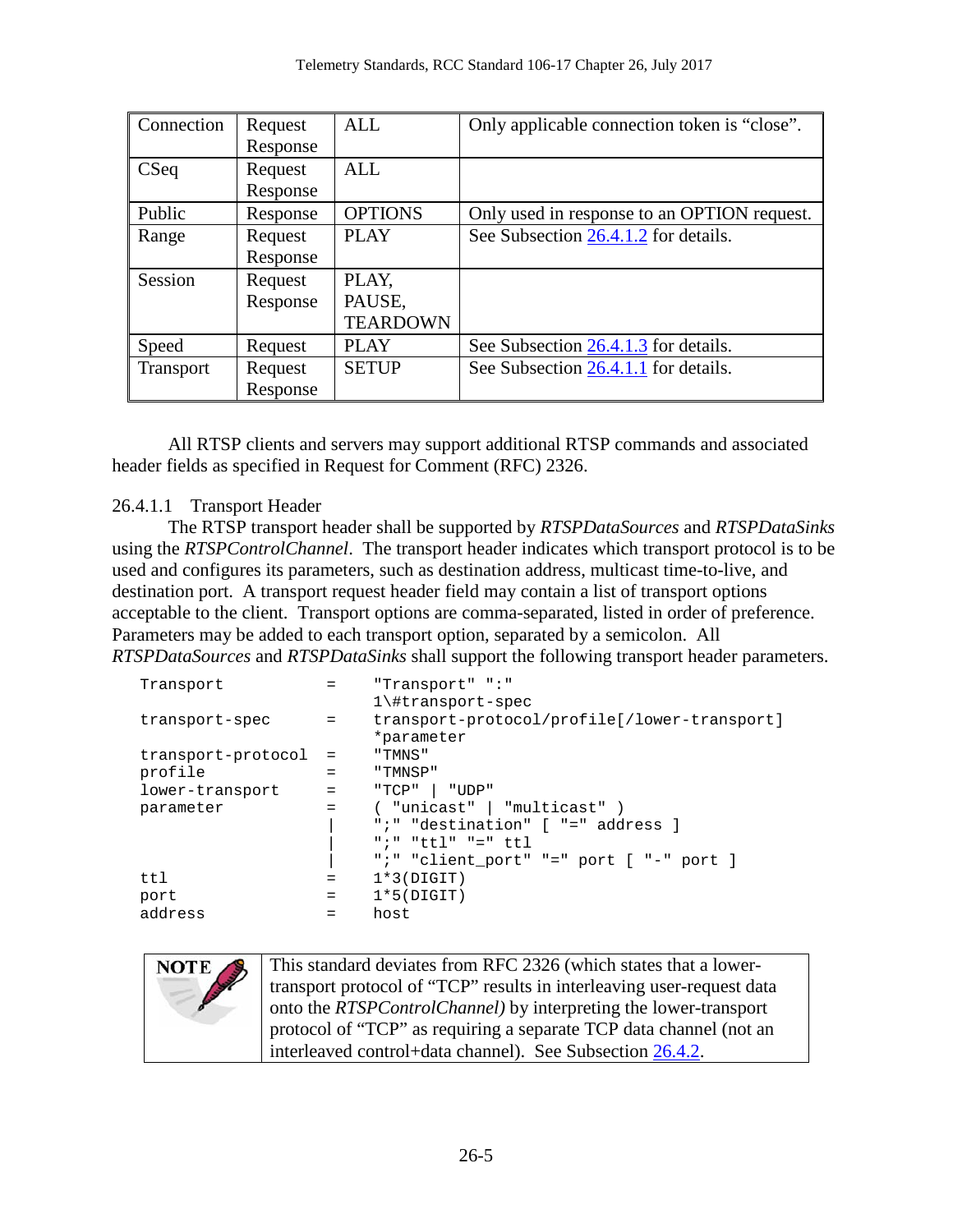| | | | |
|---|---|---|---|
| Connection | Request Response | ALL | Only applicable connection token is "close". |
| CSeq | Request Response | ALL | |
| Public | Response | OPTIONS | Only used in response to an OPTION request. |
| Range | Request Response | PLAY | See Subsection 26.4.1.2 for details. |
| Session | Request Response | PLAY, PAUSE, TEARDOWN | |
| Speed | Request | PLAY | See Subsection 26.4.1.3 for details. |
| Transport | Request Response | SETUP | See Subsection 26.4.1.1 for details. |

All RTSP clients and servers may support additional RTSP commands and associated header fields as specified in Request for Comment (RFC) 2326.

#### 26.4.1.1 Transport Header

The RTSP transport header shall be supported by *RTSPDataSources* and *RTSPDataSinks* using the *RTSPControlChannel*. The transport header indicates which transport protocol is to be used and configures its parameters, such as destination address, multicast time-to-live, and destination port. A transport request header field may contain a list of transport options acceptable to the client. Transport options are comma-separated, listed in order of preference. Parameters may be added to each transport option, separated by a semicolon. All *RTSPDataSources* and *RTSPDataSinks* shall support the following transport header parameters.

```
Transport          =    "Transport" ":"
                        1\#transport-spec
transport-spec     =    transport-protocol/profile[/lower-transport]
                        *parameter
transport-protocol =    "TMNS"
profile            =    "TMNSP"
lower-transport    =    "TCP" | "UDP"
parameter          =    ( "unicast" | "multicast" )
                   |    ";" "destination" [ "=" address ]
                   |    ";" "ttl" "=" ttl
                   |    ";" "client_port" "=" port [ "-" port ]
ttl                =    1*3(DIGIT)
port               =    1*5(DIGIT)
address            =    host
```

**NOTE**: This standard deviates from RFC 2326 (which states that a lower-transport protocol of "TCP" results in interleaving user-request data onto the *RTSPControlChannel)* by interpreting the lower-transport protocol of "TCP" as requiring a separate TCP data channel (not an interleaved control+data channel). See Subsection 26.4.2.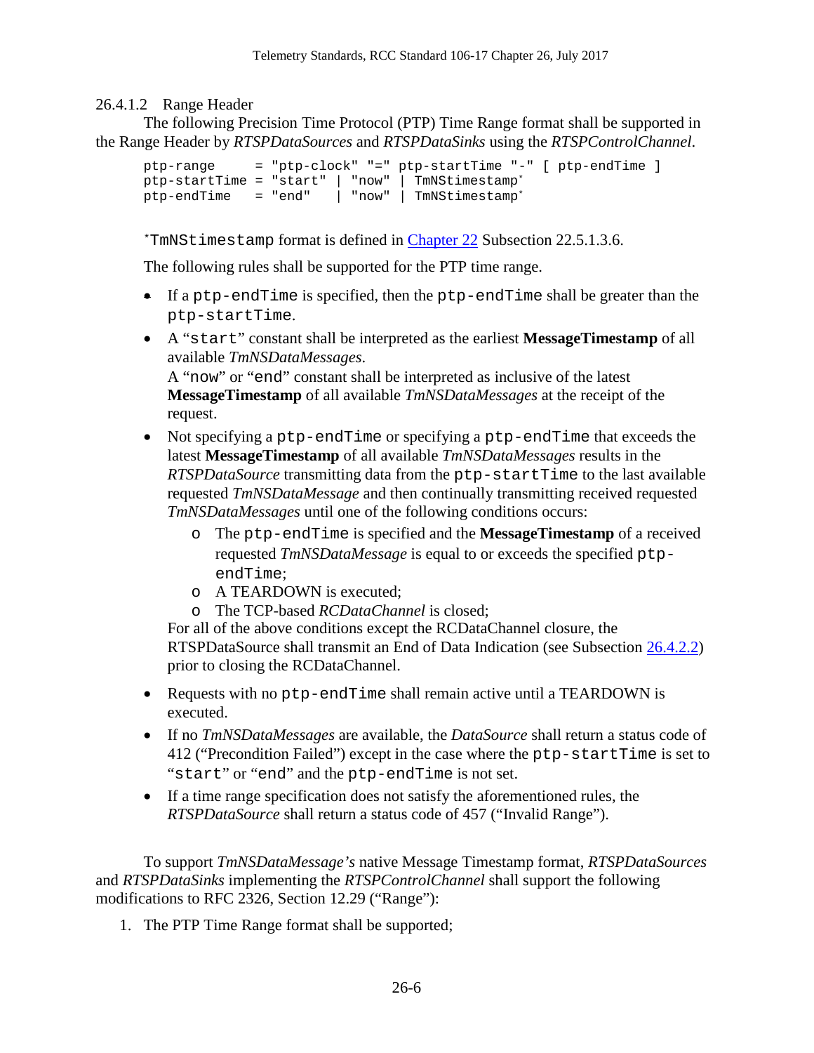#### 26.4.1.2 Range Header

The following Precision Time Protocol (PTP) Time Range format shall be supported in the Range Header by *RTSPDataSources* and *RTSPDataSinks* using the *RTSPControlChannel*.

```
ptp-range     = "ptp-clock" "=" ptp-startTime "-" [ ptp-endTime ]
ptp-startTime = "start" | "now" | TmNStimestamp*
ptp-endTime   = "end"   | "now" | TmNStimestamp*
```

*`TmNStimestamp` format is defined in Chapter 22 Subsection 22.5.1.3.6.

The following rules shall be supported for the PTP time range.

- If a `ptp-endTime` is specified, then the `ptp-endTime` shall be greater than the `ptp-startTime`.
- A "`start`" constant shall be interpreted as the earliest **MessageTimestamp** of all available *TmNSDataMessages*.
  A "`now`" or "`end`" constant shall be interpreted as inclusive of the latest **MessageTimestamp** of all available *TmNSDataMessages* at the receipt of the request.
- Not specifying a `ptp-endTime` or specifying a `ptp-endTime` that exceeds the latest **MessageTimestamp** of all available *TmNSDataMessages* results in the *RTSPDataSource* transmitting data from the `ptp-startTime` to the last available requested *TmNSDataMessage* and then continually transmitting received requested *TmNSDataMessages* until one of the following conditions occurs:
  - The `ptp-endTime` is specified and the **MessageTimestamp** of a received requested *TmNSDataMessage* is equal to or exceeds the specified `ptp-endTime`;
  - A TEARDOWN is executed;
  - The TCP-based *RCDataChannel* is closed;

  For all of the above conditions except the RCDataChannel closure, the RTSPDataSource shall transmit an End of Data Indication (see Subsection 26.4.2.2) prior to closing the RCDataChannel.
- Requests with no `ptp-endTime` shall remain active until a TEARDOWN is executed.
- If no *TmNSDataMessages* are available, the *DataSource* shall return a status code of 412 ("Precondition Failed") except in the case where the `ptp-startTime` is set to "`start`" or "`end`" and the `ptp-endTime` is not set.
- If a time range specification does not satisfy the aforementioned rules, the *RTSPDataSource* shall return a status code of 457 ("Invalid Range").

To support *TmNSDataMessage's* native Message Timestamp format, *RTSPDataSources* and *RTSPDataSinks* implementing the *RTSPControlChannel* shall support the following modifications to RFC 2326, Section 12.29 ("Range"):

1. The PTP Time Range format shall be supported;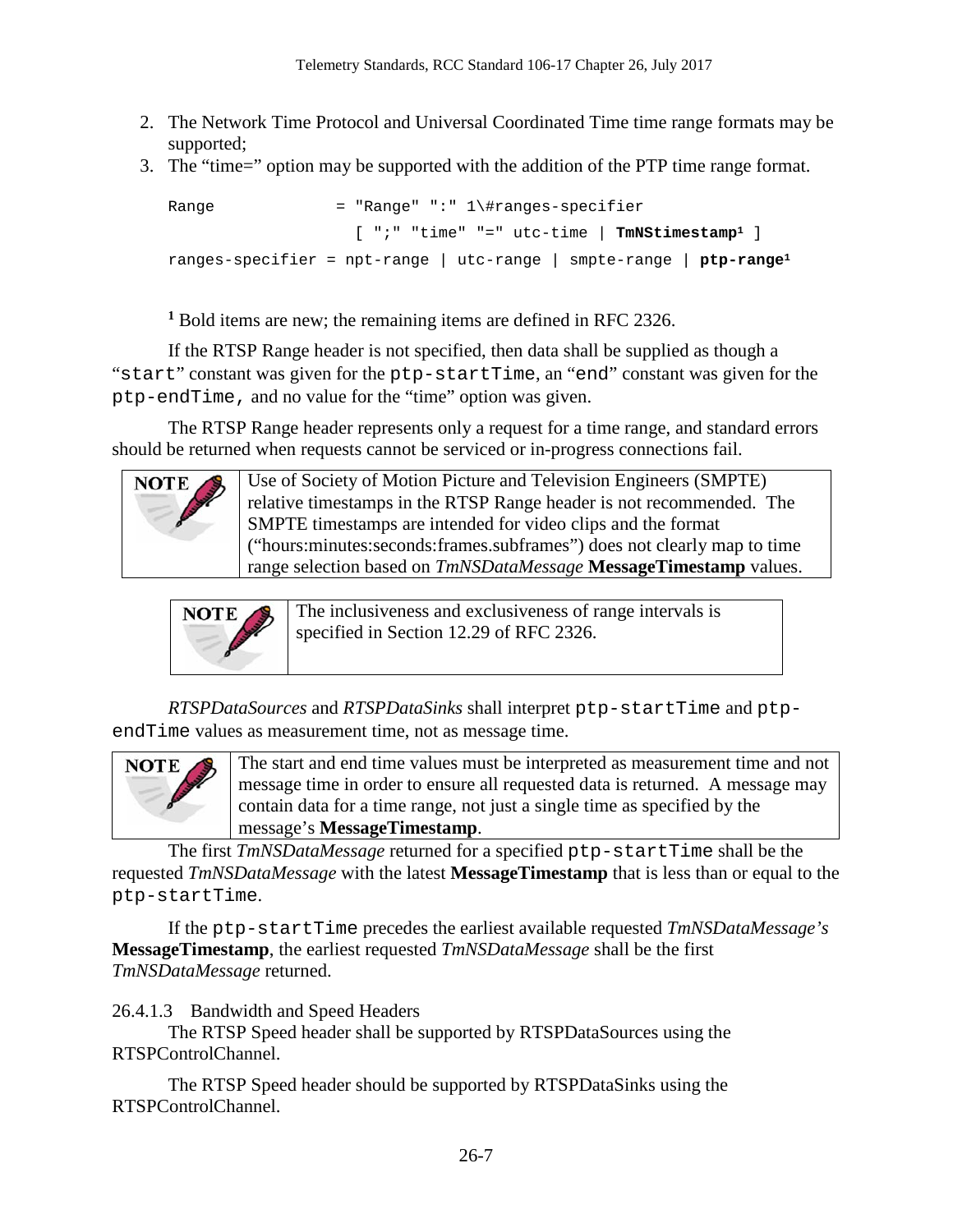2. The Network Time Protocol and Universal Coordinated Time time range formats may be supported;
3. The "time=" option may be supported with the addition of the PTP time range format.

```
Range             = "Range" ":" 1\#ranges-specifier
                    [ ";" "time" "=" utc-time | TmNStimestamp¹ ]
ranges-specifier = npt-range | utc-range | smpte-range | ptp-range¹
```

[1] Bold items are new; the remaining items are defined in RFC 2326.

If the RTSP Range header is not specified, then data shall be supplied as though a "`start`" constant was given for the `ptp-startTime`, an "`end`" constant was given for the `ptp-endTime,` and no value for the "time" option was given.

The RTSP Range header represents only a request for a time range, and standard errors should be returned when requests cannot be serviced or in-progress connections fail.

| NOTE | |
|---|---|
| | Use of Society of Motion Picture and Television Engineers (SMPTE) relative timestamps in the RTSP Range header is not recommended. The SMPTE timestamps are intended for video clips and the format ("hours:minutes:seconds:frames.subframes") does not clearly map to time range selection based on *TmNSDataMessage* **MessageTimestamp** values. |

| NOTE | |
|---|---|
| | The inclusiveness and exclusiveness of range intervals is specified in Section 12.29 of RFC 2326. |

*RTSPDataSources* and *RTSPDataSinks* shall interpret `ptp-startTime` and `ptp-endTime` values as measurement time, not as message time.

| NOTE | |
|---|---|
| | The start and end time values must be interpreted as measurement time and not message time in order to ensure all requested data is returned. A message may contain data for a time range, not just a single time as specified by the message's **MessageTimestamp**. |

The first *TmNSDataMessage* returned for a specified `ptp-startTime` shall be the requested *TmNSDataMessage* with the latest **MessageTimestamp** that is less than or equal to the `ptp-startTime`.

If the `ptp-startTime` precedes the earliest available requested *TmNSDataMessage's* **MessageTimestamp**, the earliest requested *TmNSDataMessage* shall be the first *TmNSDataMessage* returned.

#### 26.4.1.3 Bandwidth and Speed Headers

The RTSP Speed header shall be supported by RTSPDataSources using the RTSPControlChannel.

The RTSP Speed header should be supported by RTSPDataSinks using the RTSPControlChannel.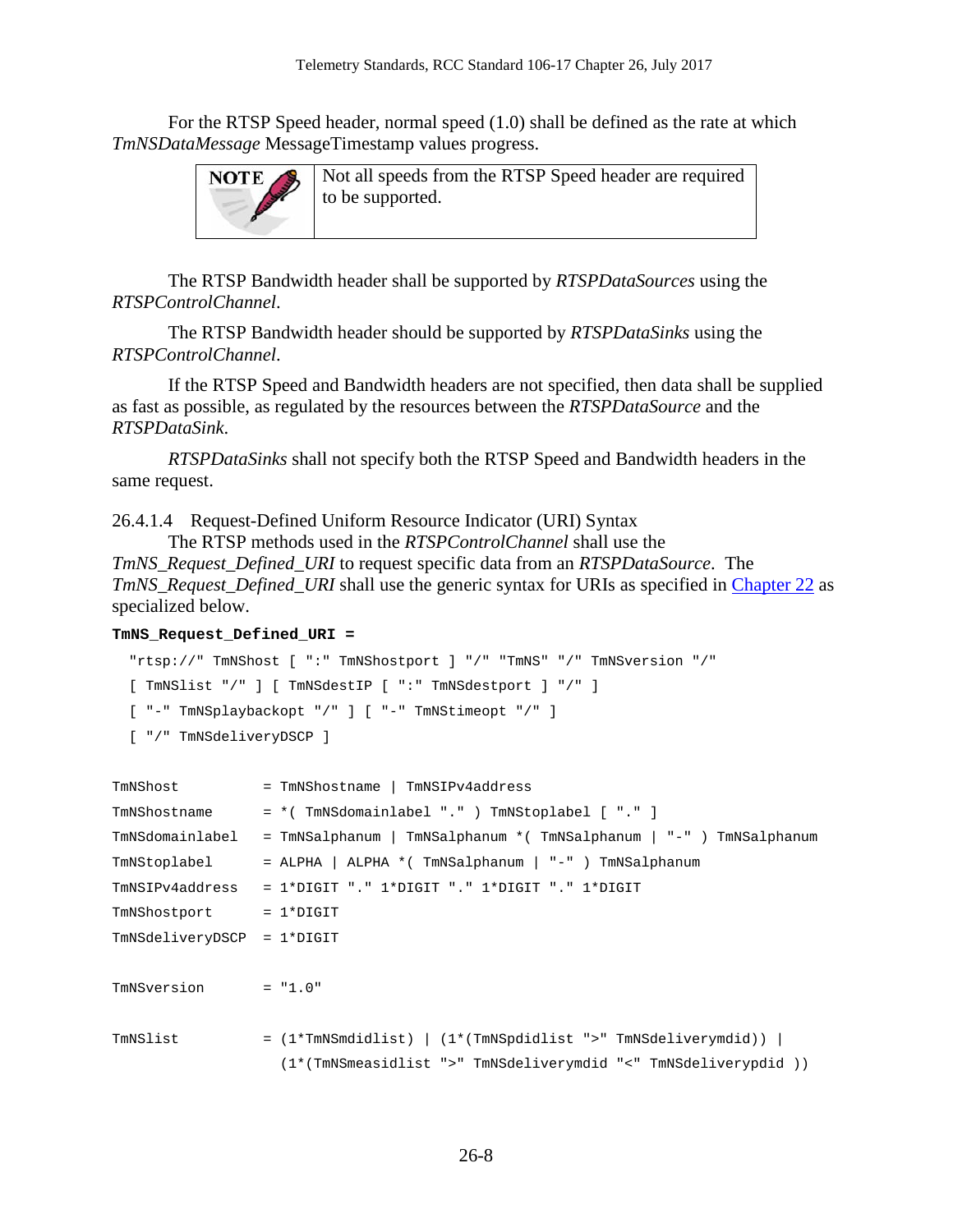For the RTSP Speed header, normal speed (1.0) shall be defined as the rate at which *TmNSDataMessage* MessageTimestamp values progress.

| | |
|---|---|
| NOTE | Not all speeds from the RTSP Speed header are required to be supported. |

The RTSP Bandwidth header shall be supported by *RTSPDataSources* using the *RTSPControlChannel*.

The RTSP Bandwidth header should be supported by *RTSPDataSinks* using the *RTSPControlChannel*.

If the RTSP Speed and Bandwidth headers are not specified, then data shall be supplied as fast as possible, as regulated by the resources between the *RTSPDataSource* and the *RTSPDataSink*.

*RTSPDataSinks* shall not specify both the RTSP Speed and Bandwidth headers in the same request.

#### 26.4.1.4 Request-Defined Uniform Resource Indicator (URI) Syntax

The RTSP methods used in the *RTSPControlChannel* shall use the *TmNS_Request_Defined_URI* to request specific data from an *RTSPDataSource*. The *TmNS_Request_Defined_URI* shall use the generic syntax for URIs as specified in Chapter 22 as specialized below.

**TmNS_Request_Defined_URI =**

```
  "rtsp://" TmNShost [ ":" TmNShostport ] "/" "TmNS" "/" TmNSversion "/"
  [ TmNSlist "/" ] [ TmNSdestIP [ ":" TmNSdestport ] "/" ]
  [ "-" TmNSplaybackopt "/" ] [ "-" TmNStimeopt "/" ]
  [ "/" TmNSdeliveryDSCP ]

TmNShost          = TmNShostname | TmNSIPv4address
TmNShostname      = *( TmNSdomainlabel "." ) TmNStoplabel [ "." ]
TmNSdomainlabel   = TmNSalphanum | TmNSalphanum *( TmNSalphanum | "-" ) TmNSalphanum
TmNStoplabel      = ALPHA | ALPHA *( TmNSalphanum | "-" ) TmNSalphanum
TmNSIPv4address   = 1*DIGIT "." 1*DIGIT "." 1*DIGIT "." 1*DIGIT
TmNShostport      = 1*DIGIT
TmNSdeliveryDSCP  = 1*DIGIT

TmNSversion       = "1.0"

TmNSlist          = (1*TmNSmdidlist) | (1*(TmNSpdidlist ">" TmNSdeliverymdid)) |
                    (1*(TmNSmeasidlist ">" TmNSdeliverymdid "<" TmNSdeliverypdid ))
```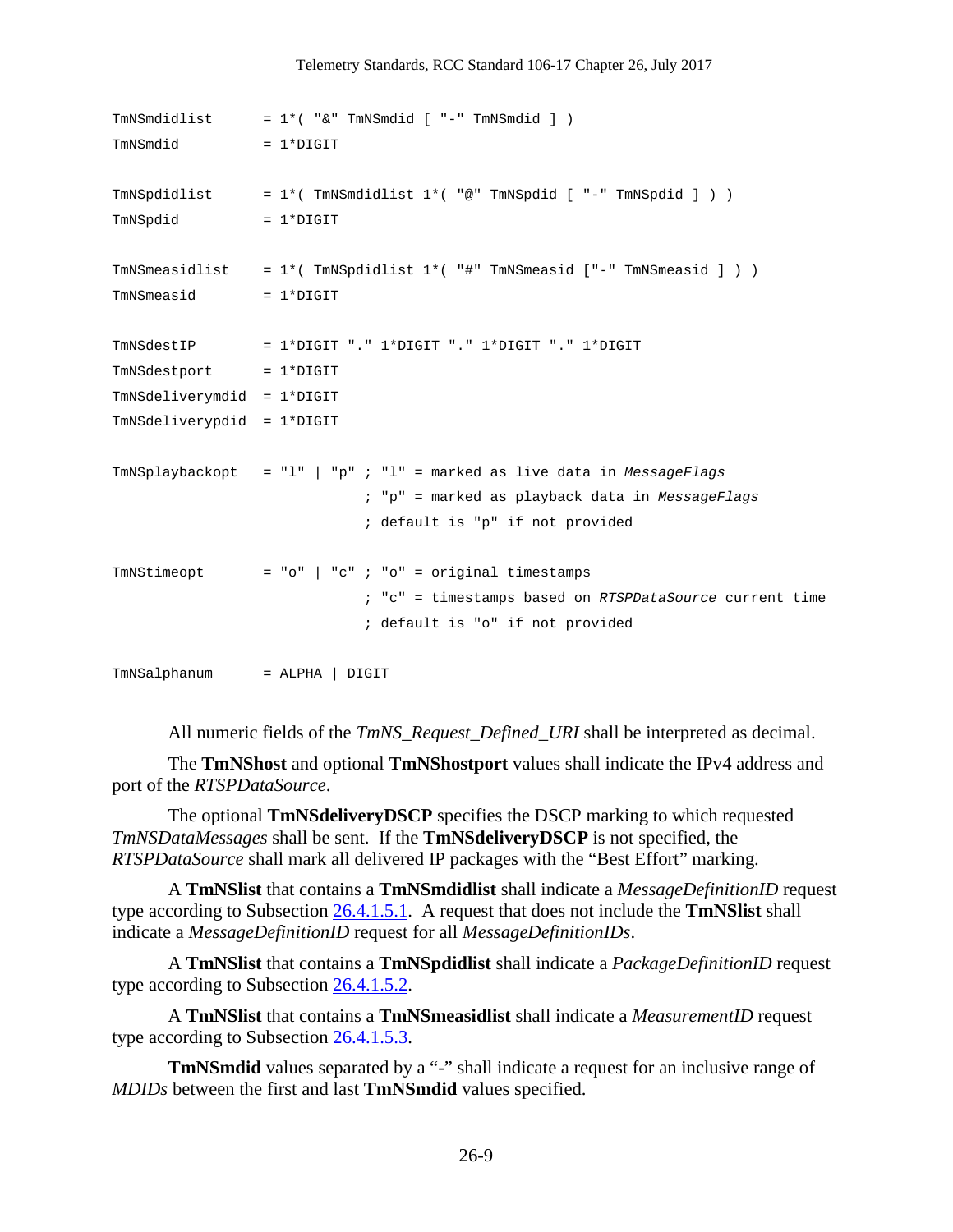```
TmNSmdidlist      = 1*( "&" TmNSmdid [ "-" TmNSmdid ] )
TmNSmdid          = 1*DIGIT

TmNSpdidlist      = 1*( TmNSmdidlist 1*( "@" TmNSpdid [ "-" TmNSpdid ] ) )
TmNSpdid          = 1*DIGIT

TmNSmeasidlist    = 1*( TmNSpdidlist 1*( "#" TmNSmeasid ["-" TmNSmeasid ] ) )
TmNSmeasid        = 1*DIGIT

TmNSdestIP        = 1*DIGIT "." 1*DIGIT "." 1*DIGIT "." 1*DIGIT
TmNSdestport      = 1*DIGIT
TmNSdeliverymdid  = 1*DIGIT
TmNSdeliverypdid  = 1*DIGIT

TmNSplaybackopt   = "l" | "p" ; "l" = marked as live data in MessageFlags
                              ; "p" = marked as playback data in MessageFlags
                              ; default is "p" if not provided

TmNStimeopt       = "o" | "c" ; "o" = original timestamps
                              ; "c" = timestamps based on RTSPDataSource current time
                              ; default is "o" if not provided

TmNSalphanum      = ALPHA | DIGIT
```

All numeric fields of the *TmNS_Request_Defined_URI* shall be interpreted as decimal.

The **TmNShost** and optional **TmNShostport** values shall indicate the IPv4 address and port of the *RTSPDataSource*.

The optional **TmNSdeliveryDSCP** specifies the DSCP marking to which requested *TmNSDataMessages* shall be sent. If the **TmNSdeliveryDSCP** is not specified, the *RTSPDataSource* shall mark all delivered IP packages with the "Best Effort" marking.

A **TmNSlist** that contains a **TmNSmdidlist** shall indicate a *MessageDefinitionID* request type according to Subsection 26.4.1.5.1. A request that does not include the **TmNSlist** shall indicate a *MessageDefinitionID* request for all *MessageDefinitionIDs*.

A **TmNSlist** that contains a **TmNSpdidlist** shall indicate a *PackageDefinitionID* request type according to Subsection 26.4.1.5.2.

A **TmNSlist** that contains a **TmNSmeasidlist** shall indicate a *MeasurementID* request type according to Subsection 26.4.1.5.3.

**TmNSmdid** values separated by a "-" shall indicate a request for an inclusive range of *MDIDs* between the first and last **TmNSmdid** values specified.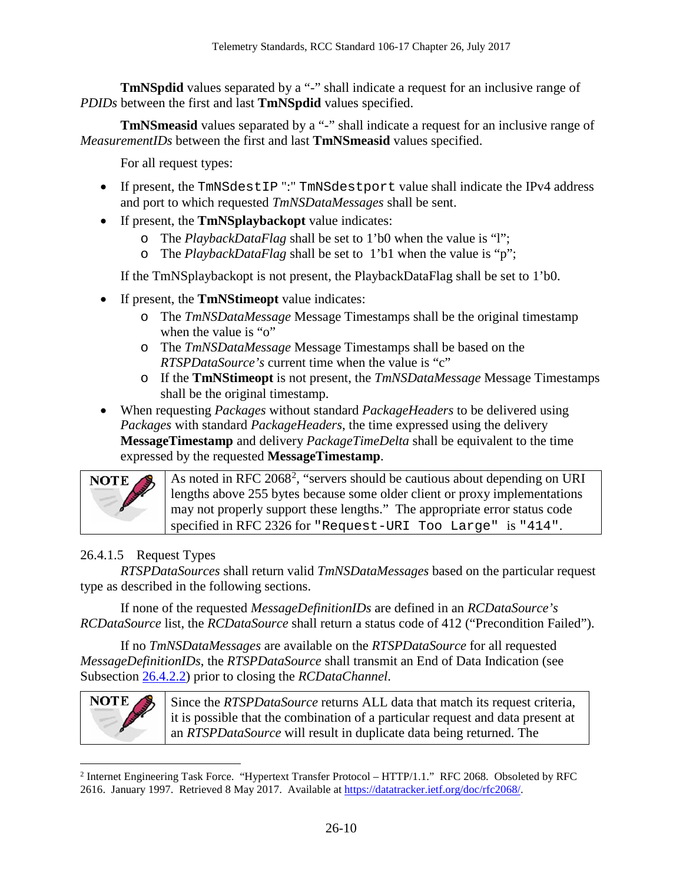**TmNSpdid** values separated by a "-" shall indicate a request for an inclusive range of *PDIDs* between the first and last **TmNSpdid** values specified.

**TmNSmeasid** values separated by a "-" shall indicate a request for an inclusive range of *MeasurementIDs* between the first and last **TmNSmeasid** values specified.

For all request types:

- If present, the `TmNSdestIP` ":" `TmNSdestport` value shall indicate the IPv4 address and port to which requested *TmNSDataMessages* shall be sent.
- If present, the **TmNSplaybackopt** value indicates:
    - The *PlaybackDataFlag* shall be set to 1'b0 when the value is "l";
    - The *PlaybackDataFlag* shall be set to 1'b1 when the value is "p";

  If the TmNSplaybackopt is not present, the PlaybackDataFlag shall be set to 1'b0.

- If present, the **TmNStimeopt** value indicates:
    - The *TmNSDataMessage* Message Timestamps shall be the original timestamp when the value is "o"
    - The *TmNSDataMessage* Message Timestamps shall be based on the *RTSPDataSource's* current time when the value is "c"
    - If the **TmNStimeopt** is not present, the *TmNSDataMessage* Message Timestamps shall be the original timestamp.
- When requesting *Packages* without standard *PackageHeaders* to be delivered using *Packages* with standard *PackageHeaders*, the time expressed using the delivery **MessageTimestamp** and delivery *PackageTimeDelta* shall be equivalent to the time expressed by the requested **MessageTimestamp**.

| | |
|---|---|
| **NOTE** | As noted in RFC 2068[2], "servers should be cautious about depending on URI lengths above 255 bytes because some older client or proxy implementations may not properly support these lengths." The appropriate error status code specified in RFC 2326 for `"Request-URI Too Large"` is `"414"`. |

#### 26.4.1.5 Request Types

*RTSPDataSources* shall return valid *TmNSDataMessages* based on the particular request type as described in the following sections.

If none of the requested *MessageDefinitionIDs* are defined in an *RCDataSource's RCDataSource* list, the *RCDataSource* shall return a status code of 412 ("Precondition Failed").

If no *TmNSDataMessages* are available on the *RTSPDataSource* for all requested *MessageDefinitionIDs*, the *RTSPDataSource* shall transmit an End of Data Indication (see Subsection 26.4.2.2) prior to closing the *RCDataChannel*.

| | |
|---|---|
| **NOTE** | Since the *RTSPDataSource* returns ALL data that match its request criteria, it is possible that the combination of a particular request and data present at an *RTSPDataSource* will result in duplicate data being returned. The |

[2] Internet Engineering Task Force. "Hypertext Transfer Protocol – HTTP/1.1." RFC 2068. Obsoleted by RFC 2616. January 1997. Retrieved 8 May 2017. Available at https://datatracker.ietf.org/doc/rfc2068/.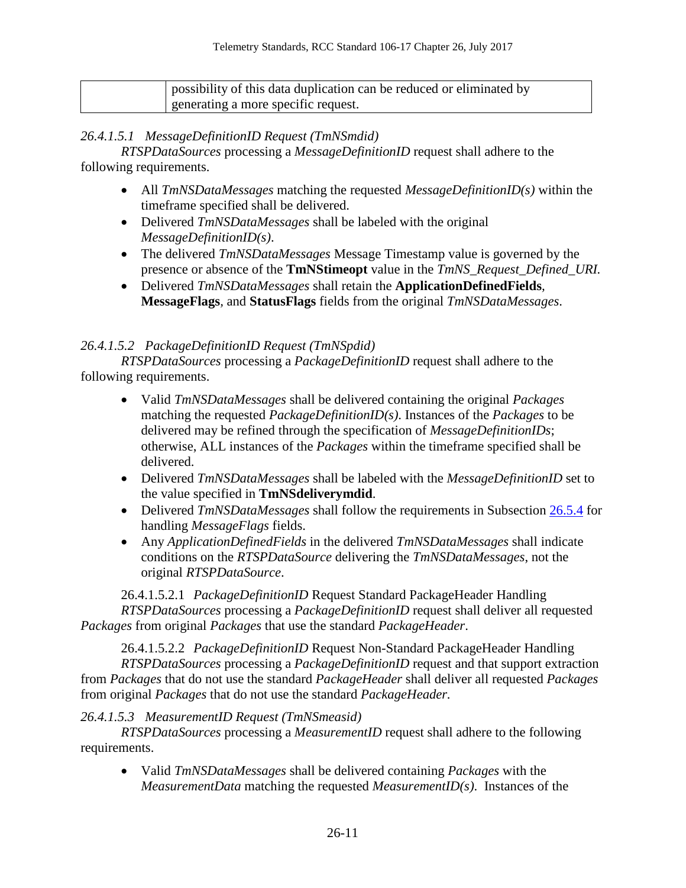| | |
|---|---|
| | possibility of this data duplication can be reduced or eliminated by generating a more specific request. |

#### *26.4.1.5.1 MessageDefinitionID Request (TmNSmdid)*

*RTSPDataSources* processing a *MessageDefinitionID* request shall adhere to the following requirements.

- All *TmNSDataMessages* matching the requested *MessageDefinitionID(s)* within the timeframe specified shall be delivered.
- Delivered *TmNSDataMessages* shall be labeled with the original *MessageDefinitionID(s)*.
- The delivered *TmNSDataMessages* Message Timestamp value is governed by the presence or absence of the **TmNStimeopt** value in the *TmNS_Request_Defined_URI.*
- Delivered *TmNSDataMessages* shall retain the **ApplicationDefinedFields**, **MessageFlags**, and **StatusFlags** fields from the original *TmNSDataMessages*.

#### *26.4.1.5.2 PackageDefinitionID Request (TmNSpdid)*

*RTSPDataSources* processing a *PackageDefinitionID* request shall adhere to the following requirements.

- Valid *TmNSDataMessages* shall be delivered containing the original *Packages* matching the requested *PackageDefinitionID(s).* Instances of the *Packages* to be delivered may be refined through the specification of *MessageDefinitionIDs*; otherwise, ALL instances of the *Packages* within the timeframe specified shall be delivered.
- Delivered *TmNSDataMessages* shall be labeled with the *MessageDefinitionID* set to the value specified in **TmNSdeliverymdid**.
- Delivered *TmNSDataMessages* shall follow the requirements in Subsection 26.5.4 for handling *MessageFlags* fields.
- Any *ApplicationDefinedFields* in the delivered *TmNSDataMessages* shall indicate conditions on the *RTSPDataSource* delivering the *TmNSDataMessages*, not the original *RTSPDataSource*.

26.4.1.5.2.1 *PackageDefinitionID* Request Standard PackageHeader Handling

*RTSPDataSources* processing a *PackageDefinitionID* request shall deliver all requested *Packages* from original *Packages* that use the standard *PackageHeader*.

26.4.1.5.2.2 *PackageDefinitionID* Request Non-Standard PackageHeader Handling

*RTSPDataSources* processing a *PackageDefinitionID* request and that support extraction from *Packages* that do not use the standard *PackageHeader* shall deliver all requested *Packages* from original *Packages* that do not use the standard *PackageHeader.*

#### *26.4.1.5.3 MeasurementID Request (TmNSmeasid)*

*RTSPDataSources* processing a *MeasurementID* request shall adhere to the following requirements.

- Valid *TmNSDataMessages* shall be delivered containing *Packages* with the *MeasurementData* matching the requested *MeasurementID(s).* Instances of the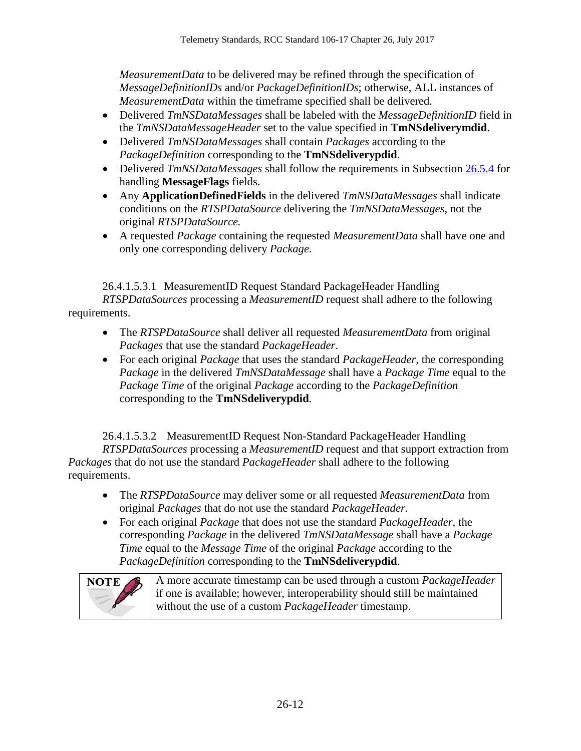*MeasurementData* to be delivered may be refined through the specification of *MessageDefinitionIDs* and/or *PackageDefinitionIDs*; otherwise, ALL instances of *MeasurementData* within the timeframe specified shall be delivered.

- Delivered *TmNSDataMessages* shall be labeled with the *MessageDefinitionID* field in the *TmNSDataMessageHeader* set to the value specified in **TmNSdeliverymdid**.
- Delivered *TmNSDataMessages* shall contain *Packages* according to the *PackageDefinition* corresponding to the **TmNSdeliverypdid**.
- Delivered *TmNSDataMessages* shall follow the requirements in Subsection 26.5.4 for handling **MessageFlags** fields.
- Any **ApplicationDefinedFields** in the delivered *TmNSDataMessages* shall indicate conditions on the *RTSPDataSource* delivering the *TmNSDataMessages*, not the original *RTSPDataSource.*
- A requested *Package* containing the requested *MeasurementData* shall have one and only one corresponding delivery *Package*.

###### 26.4.1.5.3.1 MeasurementID Request Standard PackageHeader Handling

*RTSPDataSources* processing a *MeasurementID* request shall adhere to the following requirements.

- The *RTSPDataSource* shall deliver all requested *MeasurementData* from original *Packages* that use the standard *PackageHeader*.
- For each original *Package* that uses the standard *PackageHeader,* the corresponding *Package* in the delivered *TmNSDataMessage* shall have a *Package Time* equal to the *Package Time* of the original *Package* according to the *PackageDefinition* corresponding to the **TmNSdeliverypdid***.*

###### 26.4.1.5.3.2 MeasurementID Request Non-Standard PackageHeader Handling

*RTSPDataSources* processing a *MeasurementID* request and that support extraction from *Packages* that do not use the standard *PackageHeader* shall adhere to the following requirements.

- The *RTSPDataSource* may deliver some or all requested *MeasurementData* from original *Packages* that do not use the standard *PackageHeader*.
- For each original *Package* that does not use the standard *PackageHeader*, the corresponding *Package* in the delivered *TmNSDataMessage* shall have a *Package Time* equal to the *Message Time* of the original *Package* according to the *PackageDefinition* corresponding to the **TmNSdeliverypdid**.

> **NOTE:** A more accurate timestamp can be used through a custom *PackageHeader* if one is available; however, interoperability should still be maintained without the use of a custom *PackageHeader* timestamp.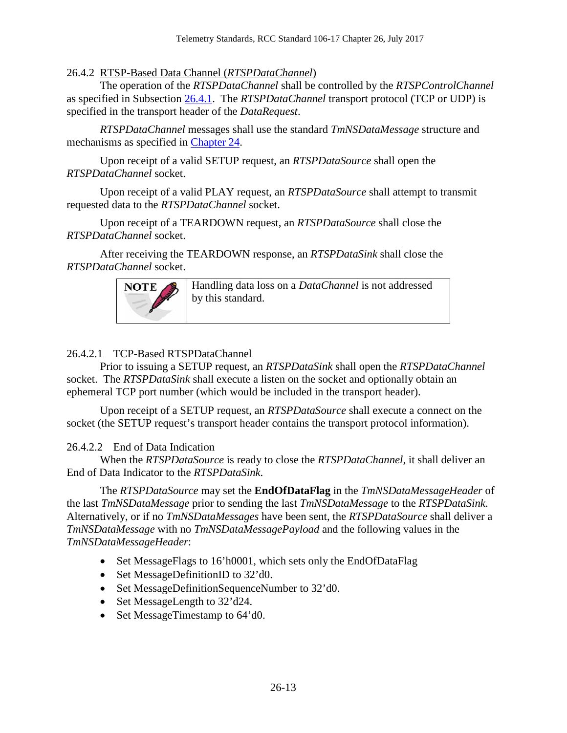### 26.4.2 RTSP-Based Data Channel (*RTSPDataChannel*)

The operation of the *RTSPDataChannel* shall be controlled by the *RTSPControlChannel* as specified in Subsection 26.4.1. The *RTSPDataChannel* transport protocol (TCP or UDP) is specified in the transport header of the *DataRequest*.

*RTSPDataChannel* messages shall use the standard *TmNSDataMessage* structure and mechanisms as specified in Chapter 24.

Upon receipt of a valid SETUP request, an *RTSPDataSource* shall open the *RTSPDataChannel* socket.

Upon receipt of a valid PLAY request, an *RTSPDataSource* shall attempt to transmit requested data to the *RTSPDataChannel* socket.

Upon receipt of a TEARDOWN request, an *RTSPDataSource* shall close the *RTSPDataChannel* socket.

After receiving the TEARDOWN response, an *RTSPDataSink* shall close the *RTSPDataChannel* socket.

| | |
|---|---|
| NOTE | Handling data loss on a *DataChannel* is not addressed by this standard. |

#### 26.4.2.1 TCP-Based RTSPDataChannel

Prior to issuing a SETUP request, an *RTSPDataSink* shall open the *RTSPDataChannel* socket. The *RTSPDataSink* shall execute a listen on the socket and optionally obtain an ephemeral TCP port number (which would be included in the transport header).

Upon receipt of a SETUP request, an *RTSPDataSource* shall execute a connect on the socket (the SETUP request's transport header contains the transport protocol information).

#### 26.4.2.2 End of Data Indication

When the *RTSPDataSource* is ready to close the *RTSPDataChannel*, it shall deliver an End of Data Indicator to the *RTSPDataSink*.

The *RTSPDataSource* may set the **EndOfDataFlag** in the *TmNSDataMessageHeader* of the last *TmNSDataMessage* prior to sending the last *TmNSDataMessage* to the *RTSPDataSink*. Alternatively, or if no *TmNSDataMessages* have been sent, the *RTSPDataSource* shall deliver a *TmNSDataMessage* with no *TmNSDataMessagePayload* and the following values in the *TmNSDataMessageHeader*:

- Set MessageFlags to 16'h0001, which sets only the EndOfDataFlag
- Set MessageDefinitionID to 32'd0.
- Set MessageDefinitionSequenceNumber to 32'd0.
- Set MessageLength to 32'd24.
- Set MessageTimestamp to 64'd0.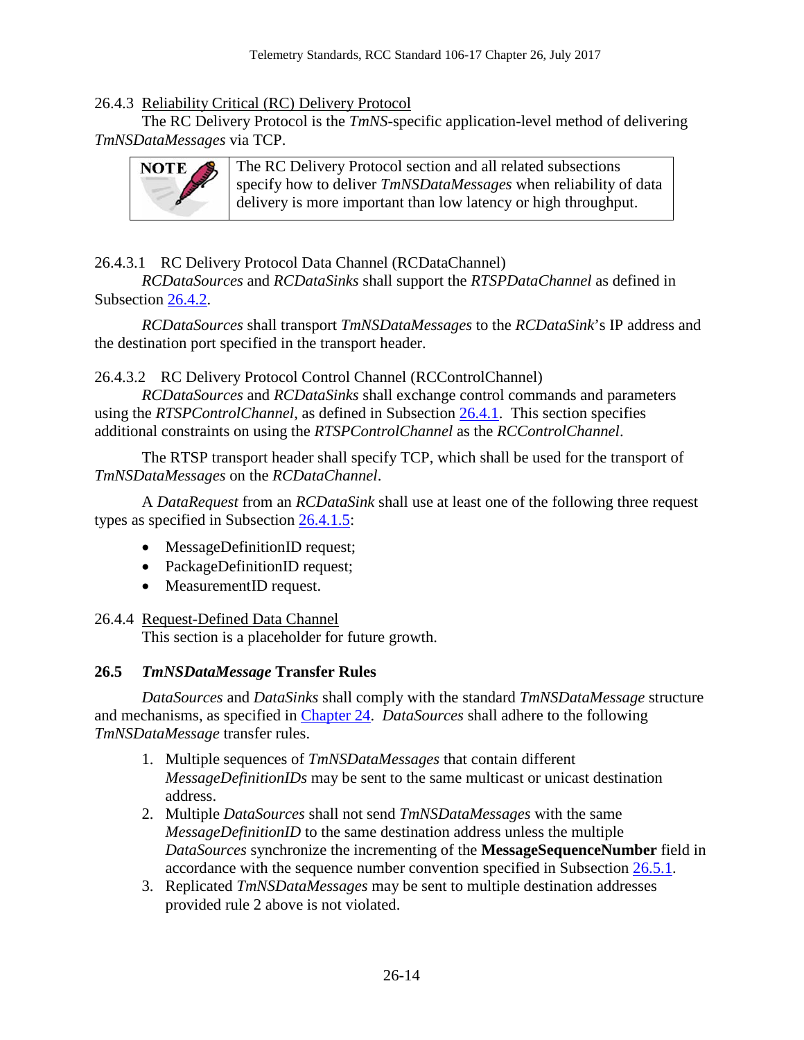#### 26.4.3 Reliability Critical (RC) Delivery Protocol

The RC Delivery Protocol is the *TmNS*-specific application-level method of delivering *TmNSDataMessages* via TCP.

| NOTE | The RC Delivery Protocol section and all related subsections specify how to deliver *TmNSDataMessages* when reliability of data delivery is more important than low latency or high throughput. |
|---|---|

##### 26.4.3.1 RC Delivery Protocol Data Channel (RCDataChannel)

*RCDataSources* and *RCDataSinks* shall support the *RTSPDataChannel* as defined in Subsection 26.4.2.

*RCDataSources* shall transport *TmNSDataMessages* to the *RCDataSink*'s IP address and the destination port specified in the transport header.

##### 26.4.3.2 RC Delivery Protocol Control Channel (RCControlChannel)

*RCDataSources* and *RCDataSinks* shall exchange control commands and parameters using the *RTSPControlChannel*, as defined in Subsection 26.4.1. This section specifies additional constraints on using the *RTSPControlChannel* as the *RCControlChannel*.

The RTSP transport header shall specify TCP, which shall be used for the transport of *TmNSDataMessages* on the *RCDataChannel*.

A *DataRequest* from an *RCDataSink* shall use at least one of the following three request types as specified in Subsection 26.4.1.5:

- MessageDefinitionID request;
- PackageDefinitionID request;
- MeasurementID request.

#### 26.4.4 Request-Defined Data Channel

This section is a placeholder for future growth.

### 26.5 *TmNSDataMessage* Transfer Rules

*DataSources* and *DataSinks* shall comply with the standard *TmNSDataMessage* structure and mechanisms, as specified in Chapter 24. *DataSources* shall adhere to the following *TmNSDataMessage* transfer rules.

1. Multiple sequences of *TmNSDataMessages* that contain different *MessageDefinitionIDs* may be sent to the same multicast or unicast destination address.
2. Multiple *DataSources* shall not send *TmNSDataMessages* with the same *MessageDefinitionID* to the same destination address unless the multiple *DataSources* synchronize the incrementing of the **MessageSequenceNumber** field in accordance with the sequence number convention specified in Subsection 26.5.1.
3. Replicated *TmNSDataMessages* may be sent to multiple destination addresses provided rule 2 above is not violated.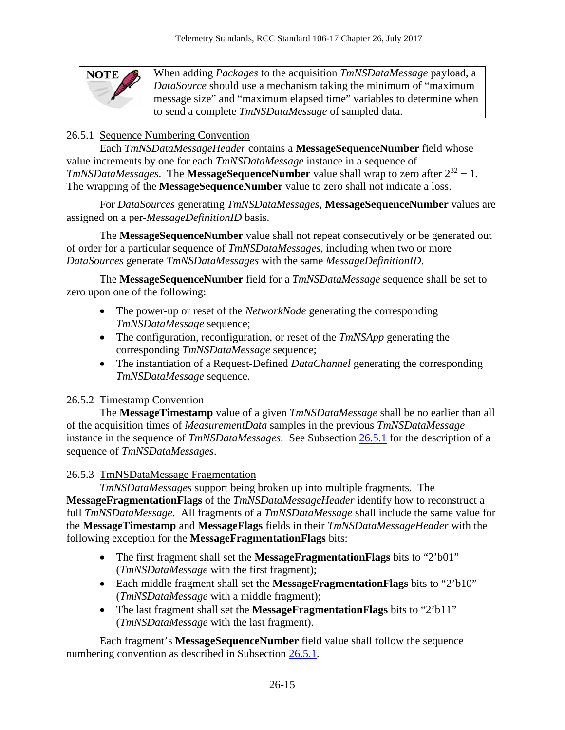> **NOTE**: When adding *Packages* to the acquisition *TmNSDataMessage* payload, a *DataSource* should use a mechanism taking the minimum of "maximum message size" and "maximum elapsed time" variables to determine when to send a complete *TmNSDataMessage* of sampled data.

### 26.5.1 Sequence Numbering Convention

Each *TmNSDataMessageHeader* contains a **MessageSequenceNumber** field whose value increments by one for each *TmNSDataMessage* instance in a sequence of *TmNSDataMessages*. The **MessageSequenceNumber** value shall wrap to zero after $2^{32} - 1$. The wrapping of the **MessageSequenceNumber** value to zero shall not indicate a loss.

For *DataSources* generating *TmNSDataMessages*, **MessageSequenceNumber** values are assigned on a per-*MessageDefinitionID* basis.

The **MessageSequenceNumber** value shall not repeat consecutively or be generated out of order for a particular sequence of *TmNSDataMessages*, including when two or more *DataSources* generate *TmNSDataMessages* with the same *MessageDefinitionID*.

The **MessageSequenceNumber** field for a *TmNSDataMessage* sequence shall be set to zero upon one of the following:

- The power-up or reset of the *NetworkNode* generating the corresponding *TmNSDataMessage* sequence;
- The configuration, reconfiguration, or reset of the *TmNSApp* generating the corresponding *TmNSDataMessage* sequence;
- The instantiation of a Request-Defined *DataChannel* generating the corresponding *TmNSDataMessage* sequence.

### 26.5.2 Timestamp Convention

The **MessageTimestamp** value of a given *TmNSDataMessage* shall be no earlier than all of the acquisition times of *MeasurementData* samples in the previous *TmNSDataMessage* instance in the sequence of *TmNSDataMessages*. See Subsection 26.5.1 for the description of a sequence of *TmNSDataMessages*.

### 26.5.3 TmNSDataMessage Fragmentation

*TmNSDataMessages* support being broken up into multiple fragments. The **MessageFragmentationFlags** of the *TmNSDataMessageHeader* identify how to reconstruct a full *TmNSDataMessage*. All fragments of a *TmNSDataMessage* shall include the same value for the **MessageTimestamp** and **MessageFlags** fields in their *TmNSDataMessageHeader* with the following exception for the **MessageFragmentationFlags** bits:

- The first fragment shall set the **MessageFragmentationFlags** bits to "2'b01" (*TmNSDataMessage* with the first fragment);
- Each middle fragment shall set the **MessageFragmentationFlags** bits to "2'b10" (*TmNSDataMessage* with a middle fragment);
- The last fragment shall set the **MessageFragmentationFlags** bits to "2'b11" (*TmNSDataMessage* with the last fragment).

Each fragment's **MessageSequenceNumber** field value shall follow the sequence numbering convention as described in Subsection 26.5.1.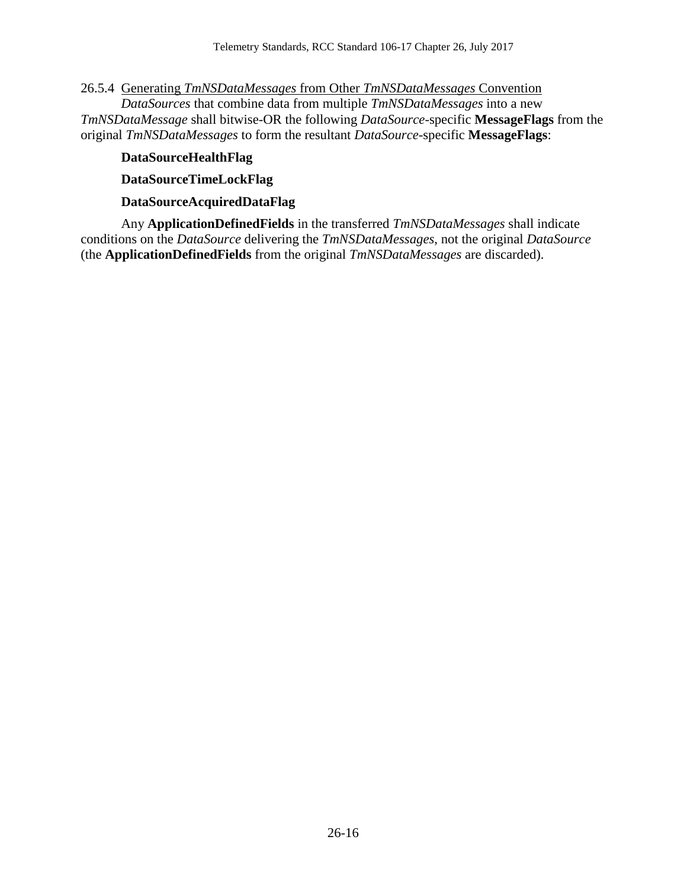### 26.5.4 Generating *TmNSDataMessages* from Other *TmNSDataMessages* Convention

*DataSources* that combine data from multiple *TmNSDataMessages* into a new *TmNSDataMessage* shall bitwise-OR the following *DataSource*-specific **MessageFlags** from the original *TmNSDataMessages* to form the resultant *DataSource*-specific **MessageFlags**:

**DataSourceHealthFlag**

**DataSourceTimeLockFlag**

**DataSourceAcquiredDataFlag**

Any **ApplicationDefinedFields** in the transferred *TmNSDataMessages* shall indicate conditions on the *DataSource* delivering the *TmNSDataMessages*, not the original *DataSource* (the **ApplicationDefinedFields** from the original *TmNSDataMessages* are discarded).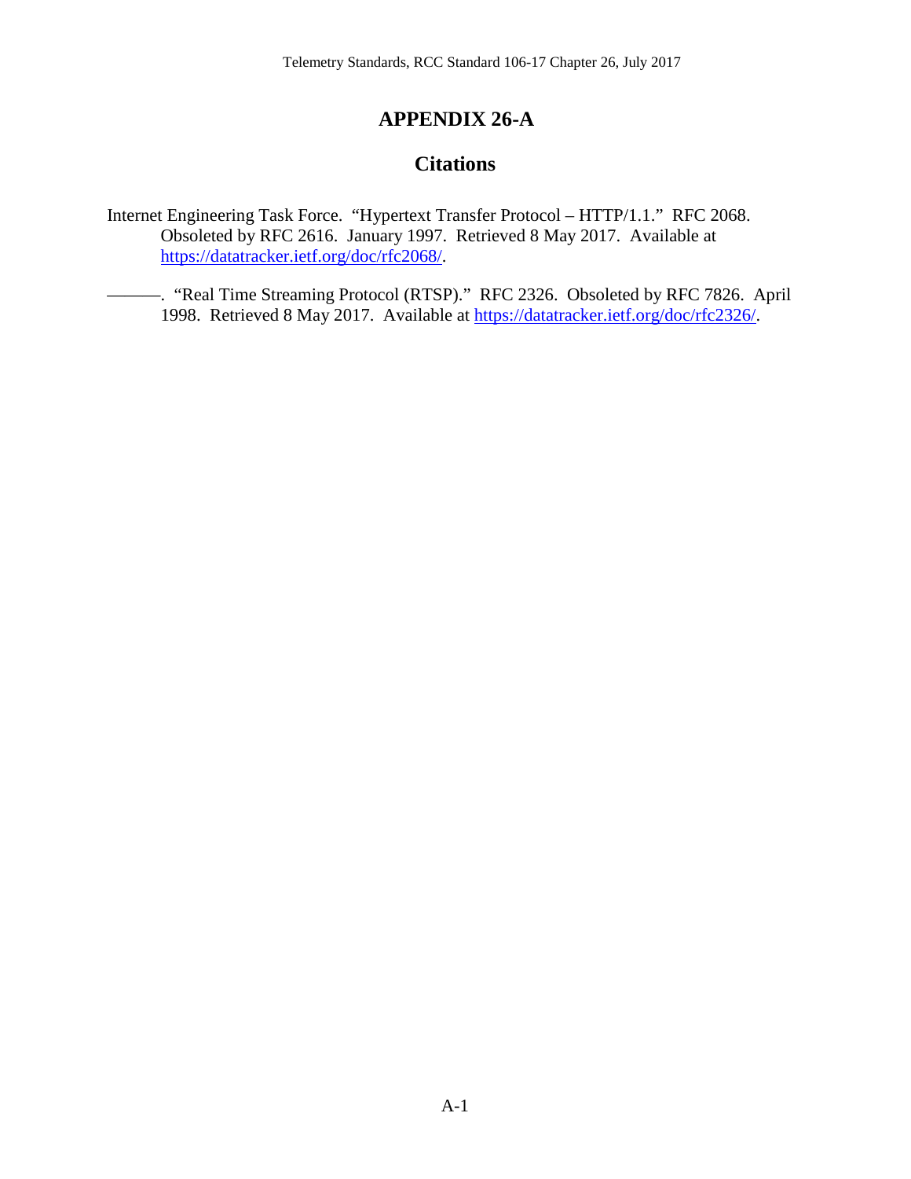# APPENDIX 26-A

## Citations

Internet Engineering Task Force. “Hypertext Transfer Protocol – HTTP/1.1.” RFC 2068. Obsoleted by RFC 2616. January 1997. Retrieved 8 May 2017. Available at https://datatracker.ietf.org/doc/rfc2068/.

———. “Real Time Streaming Protocol (RTSP).” RFC 2326. Obsoleted by RFC 7826. April 1998. Retrieved 8 May 2017. Available at https://datatracker.ietf.org/doc/rfc2326/.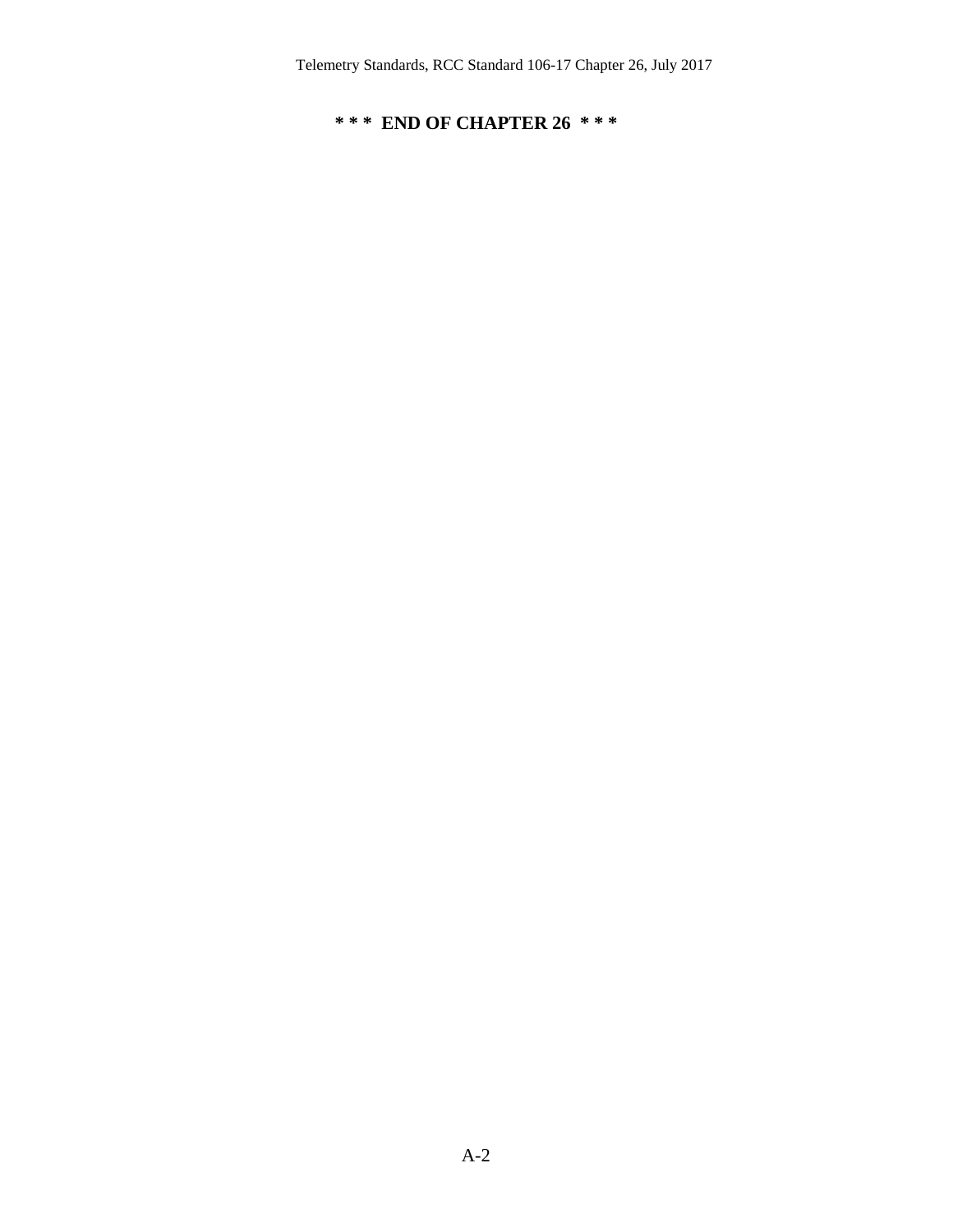**\* \* \*  END OF CHAPTER 26  \* \* \***